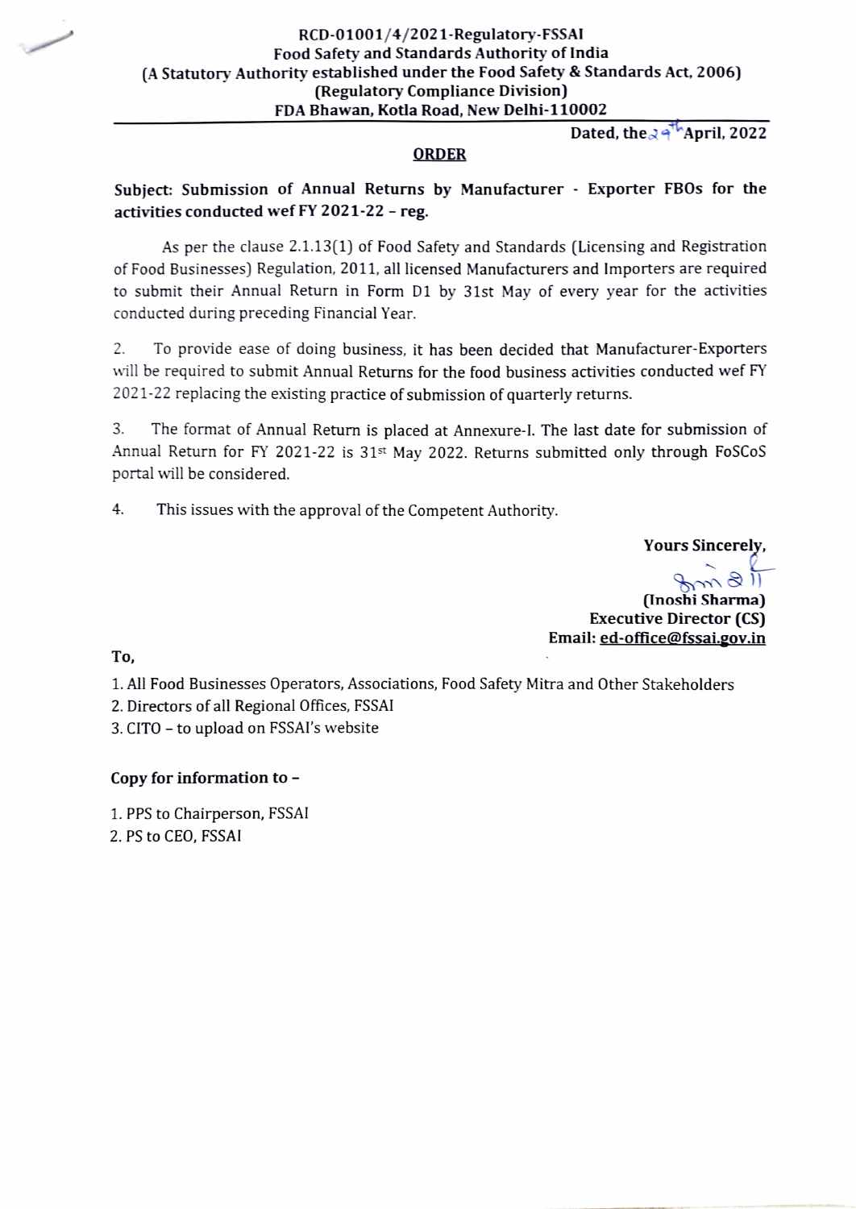**RCD-01001/4/2021-Regulatory-FSSAI**
**Food Safety and Standards Authority of India**
**(A Statutory Authority established under the Food Safety & Standards Act, 2006)**
**(Regulatory Compliance Division)**
**FDA Bhawan, Kotla Road, New Delhi-110002**

**Dated, the 29th April, 2022**

## ORDER

**Subject: Submission of Annual Returns by Manufacturer - Exporter FBOs for the activities conducted wef FY 2021-22 – reg.**

As per the clause 2.1.13(1) of Food Safety and Standards (Licensing and Registration of Food Businesses) Regulation, 2011, all licensed Manufacturers and Importers are required to submit their Annual Return in Form D1 by 31st May of every year for the activities conducted during preceding Financial Year.

2. To provide ease of doing business, it has been decided that Manufacturer-Exporters will be required to submit Annual Returns for the food business activities conducted wef FY 2021-22 replacing the existing practice of submission of quarterly returns.

3. The format of Annual Return is placed at Annexure-I. The last date for submission of Annual Return for FY 2021-22 is 31st May 2022. Returns submitted only through FoSCoS portal will be considered.

4. This issues with the approval of the Competent Authority.

**Yours Sincerely,**

**(Inoshi Sharma)**
**Executive Director (CS)**
**Email: ed-office@fssai.gov.in**

**To,**

1. All Food Businesses Operators, Associations, Food Safety Mitra and Other Stakeholders
2. Directors of all Regional Offices, FSSAI
3. CITO – to upload on FSSAI's website

**Copy for information to –**

1. PPS to Chairperson, FSSAI
2. PS to CEO, FSSAI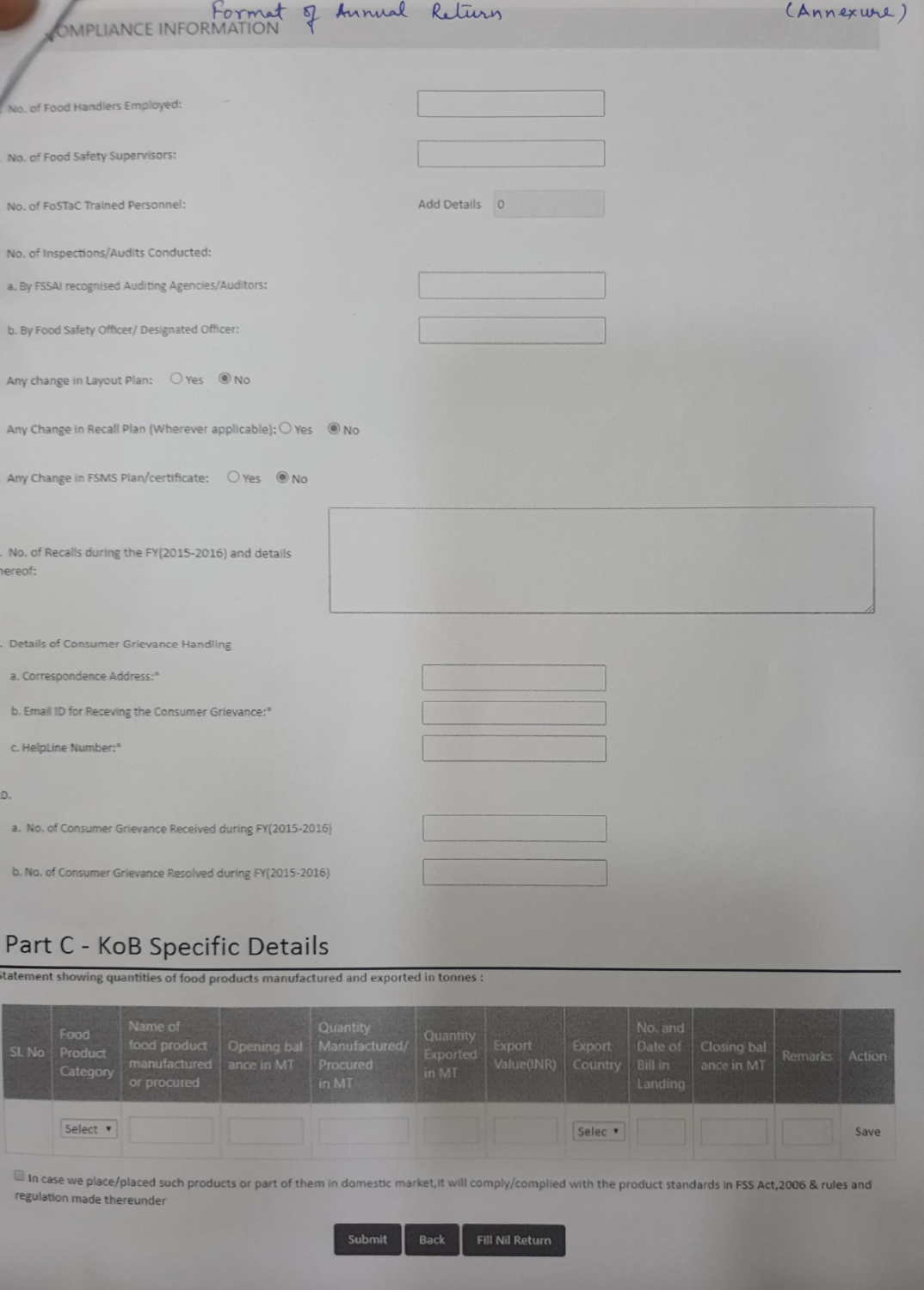Format of Annual Return (Annexure)

## COMPLIANCE INFORMATION

No. of Food Handlers Employed:

No. of Food Safety Supervisors:

No. of FoSTaC Trained Personnel: Add Details 0

No. of Inspections/Audits Conducted:

a. By FSSAI recognised Auditing Agencies/Auditors:

b. By Food Safety Officer/ Designated Officer:

Any change in Layout Plan: ○ Yes ◉ No

Any Change in Recall Plan (Wherever applicable): ○ Yes ◉ No

Any Change in FSMS Plan/certificate: ○ Yes ◉ No

. No. of Recalls during the FY(2015-2016) and details hereof:

. Details of Consumer Grievance Handling

a. Correspondence Address:*

b. Email ID for Receving the Consumer Grievance:*

c. HelpLine Number:*

0.

a. No. of Consumer Grievance Received during FY(2015-2016)

b. No. of Consumer Grievance Resolved during FY(2015-2016)

## Part C - KoB Specific Details

Statement showing quantities of food products manufactured and exported in tonnes :

| Sl. No | Food Product Category | Name of food product manufactured or procured | Opening balance in MT | Quantity Manufactured/ Procured in MT | Quantity Exported in MT | Export Value(INR) | Export Country | No. and Date of Bill in Landing | Closing balance in MT | Remarks | Action |
|---|---|---|---|---|---|---|---|---|---|---|---|
| | Select ▾ | | | | | | Selec ▾ | | | | Save |

☐ In case we place/placed such products or part of them in domestic market,it will comply/complied with the product standards in FSS Act,2006 & rules and regulation made thereunder

Submit | Back | Fill Nil Return